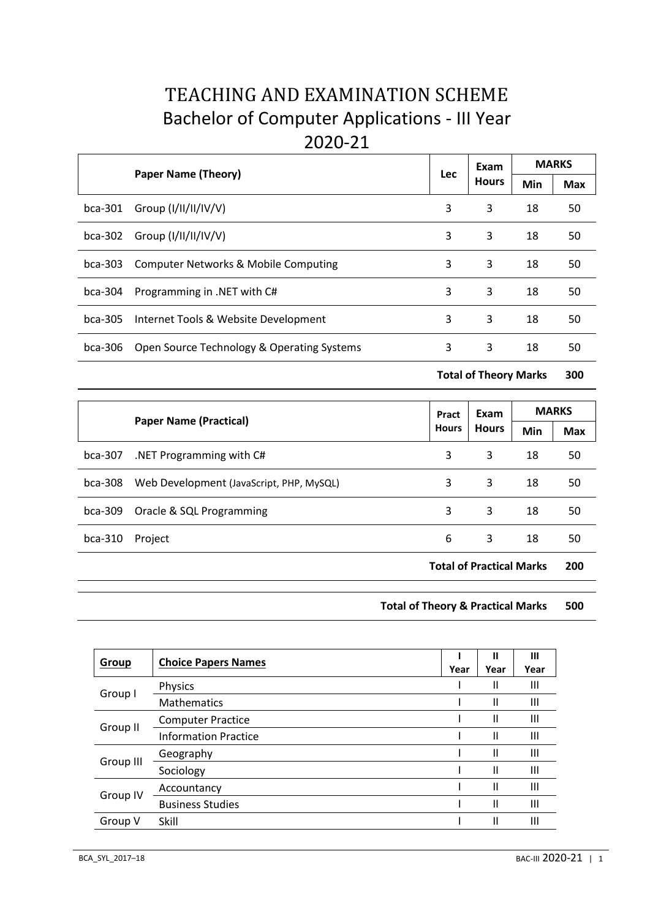# TEACHING AND EXAMINATION SCHEME

## Bachelor of Computer Applications - III Year

## 2020-21

| | Paper Name (Theory) | Lec | Exam Hours | MARKS | |
|---|---|---|---|---|---|
| | | | | Min | Max |
| bca-301 | Group (I/II/II/IV/V) | 3 | 3 | 18 | 50 |
| bca-302 | Group (I/II/II/IV/V) | 3 | 3 | 18 | 50 |
| bca-303 | Computer Networks & Mobile Computing | 3 | 3 | 18 | 50 |
| bca-304 | Programming in .NET with C# | 3 | 3 | 18 | 50 |
| bca-305 | Internet Tools & Website Development | 3 | 3 | 18 | 50 |
| bca-306 | Open Source Technology & Operating Systems | 3 | 3 | 18 | 50 |
| | | **Total of Theory Marks** | | | **300** |

| | Paper Name (Practical) | Pract Hours | Exam Hours | MARKS | |
|---|---|---|---|---|---|
| | | | | Min | Max |
| bca-307 | .NET Programming with C# | 3 | 3 | 18 | 50 |
| bca-308 | Web Development (JavaScript, PHP, MySQL) | 3 | 3 | 18 | 50 |
| bca-309 | Oracle & SQL Programming | 3 | 3 | 18 | 50 |
| bca-310 | Project | 6 | 3 | 18 | 50 |
| | | **Total of Practical Marks** | | | **200** |

**Total of Theory & Practical Marks 500**

| Group | Choice Papers Names | I Year | II Year | III Year |
|---|---|---|---|---|
| Group I | Physics | I | II | III |
| | Mathematics | I | II | III |
| Group II | Computer Practice | I | II | III |
| | Information Practice | I | II | III |
| Group III | Geography | I | II | III |
| | Sociology | I | II | III |
| Group IV | Accountancy | I | II | III |
| | Business Studies | I | II | III |
| Group V | Skill | I | II | III |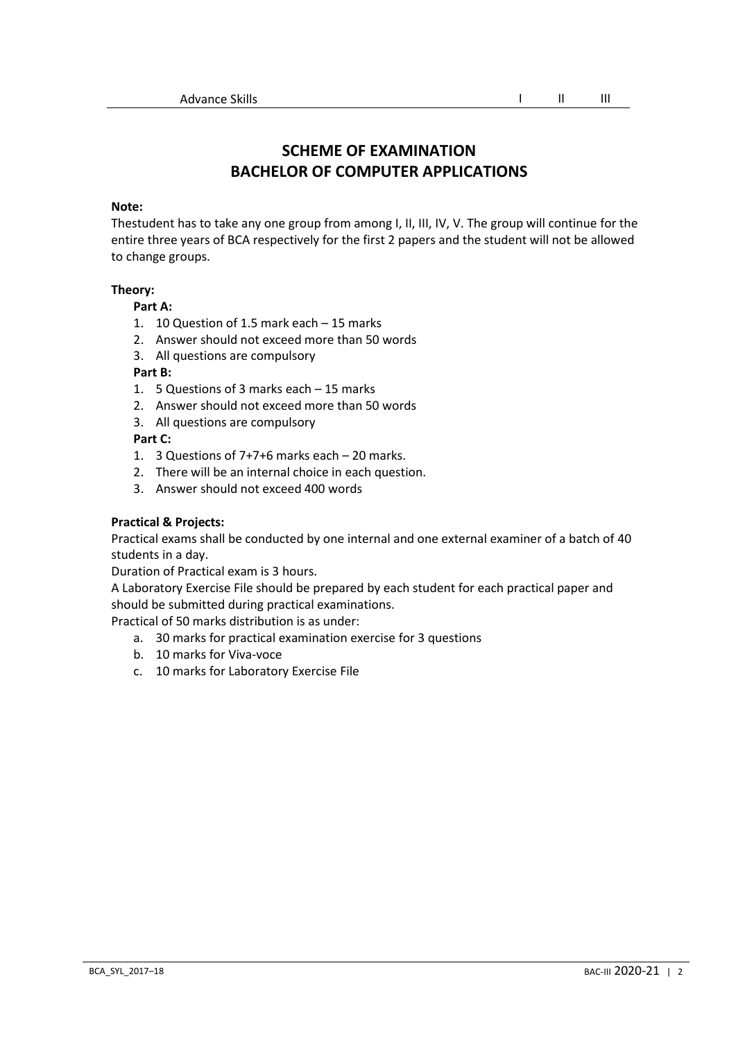| Advance Skills | I | II | III |
|---|---|---|---|

# SCHEME OF EXAMINATION
# BACHELOR OF COMPUTER APPLICATIONS

**Note:**
Thestudent has to take any one group from among I, II, III, IV, V. The group will continue for the entire three years of BCA respectively for the first 2 papers and the student will not be allowed to change groups.

**Theory:**

**Part A:**

1. 10 Question of 1.5 mark each – 15 marks
2. Answer should not exceed more than 50 words
3. All questions are compulsory

**Part B:**

1. 5 Questions of 3 marks each – 15 marks
2. Answer should not exceed more than 50 words
3. All questions are compulsory

**Part C:**

1. 3 Questions of 7+7+6 marks each – 20 marks.
2. There will be an internal choice in each question.
3. Answer should not exceed 400 words

**Practical & Projects:**

Practical exams shall be conducted by one internal and one external examiner of a batch of 40 students in a day.

Duration of Practical exam is 3 hours.

A Laboratory Exercise File should be prepared by each student for each practical paper and should be submitted during practical examinations.

Practical of 50 marks distribution is as under:

a. 30 marks for practical examination exercise for 3 questions
b. 10 marks for Viva-voce
c. 10 marks for Laboratory Exercise File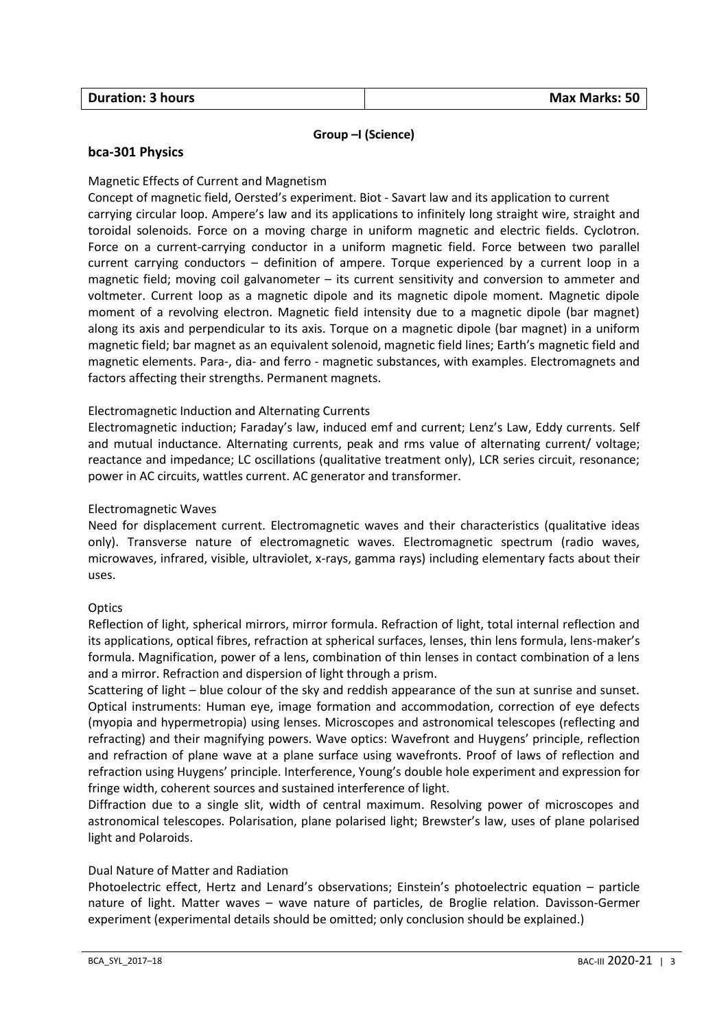| Duration: 3 hours | Max Marks: 50 |
|---|---|

**Group –I (Science)**

## bca-301 Physics

Magnetic Effects of Current and Magnetism

Concept of magnetic field, Oersted's experiment. Biot - Savart law and its application to current carrying circular loop. Ampere's law and its applications to infinitely long straight wire, straight and toroidal solenoids. Force on a moving charge in uniform magnetic and electric fields. Cyclotron. Force on a current-carrying conductor in a uniform magnetic field. Force between two parallel current carrying conductors – definition of ampere. Torque experienced by a current loop in a magnetic field; moving coil galvanometer – its current sensitivity and conversion to ammeter and voltmeter. Current loop as a magnetic dipole and its magnetic dipole moment. Magnetic dipole moment of a revolving electron. Magnetic field intensity due to a magnetic dipole (bar magnet) along its axis and perpendicular to its axis. Torque on a magnetic dipole (bar magnet) in a uniform magnetic field; bar magnet as an equivalent solenoid, magnetic field lines; Earth's magnetic field and magnetic elements. Para-, dia- and ferro - magnetic substances, with examples. Electromagnets and factors affecting their strengths. Permanent magnets.

Electromagnetic Induction and Alternating Currents

Electromagnetic induction; Faraday's law, induced emf and current; Lenz's Law, Eddy currents. Self and mutual inductance. Alternating currents, peak and rms value of alternating current/ voltage; reactance and impedance; LC oscillations (qualitative treatment only), LCR series circuit, resonance; power in AC circuits, wattles current. AC generator and transformer.

Electromagnetic Waves

Need for displacement current. Electromagnetic waves and their characteristics (qualitative ideas only). Transverse nature of electromagnetic waves. Electromagnetic spectrum (radio waves, microwaves, infrared, visible, ultraviolet, x-rays, gamma rays) including elementary facts about their uses.

Optics

Reflection of light, spherical mirrors, mirror formula. Refraction of light, total internal reflection and its applications, optical fibres, refraction at spherical surfaces, lenses, thin lens formula, lens-maker's formula. Magnification, power of a lens, combination of thin lenses in contact combination of a lens and a mirror. Refraction and dispersion of light through a prism.

Scattering of light – blue colour of the sky and reddish appearance of the sun at sunrise and sunset. Optical instruments: Human eye, image formation and accommodation, correction of eye defects (myopia and hypermetropia) using lenses. Microscopes and astronomical telescopes (reflecting and refracting) and their magnifying powers. Wave optics: Wavefront and Huygens' principle, reflection and refraction of plane wave at a plane surface using wavefronts. Proof of laws of reflection and refraction using Huygens' principle. Interference, Young's double hole experiment and expression for fringe width, coherent sources and sustained interference of light.

Diffraction due to a single slit, width of central maximum. Resolving power of microscopes and astronomical telescopes. Polarisation, plane polarised light; Brewster's law, uses of plane polarised light and Polaroids.

Dual Nature of Matter and Radiation

Photoelectric effect, Hertz and Lenard's observations; Einstein's photoelectric equation – particle nature of light. Matter waves – wave nature of particles, de Broglie relation. Davisson-Germer experiment (experimental details should be omitted; only conclusion should be explained.)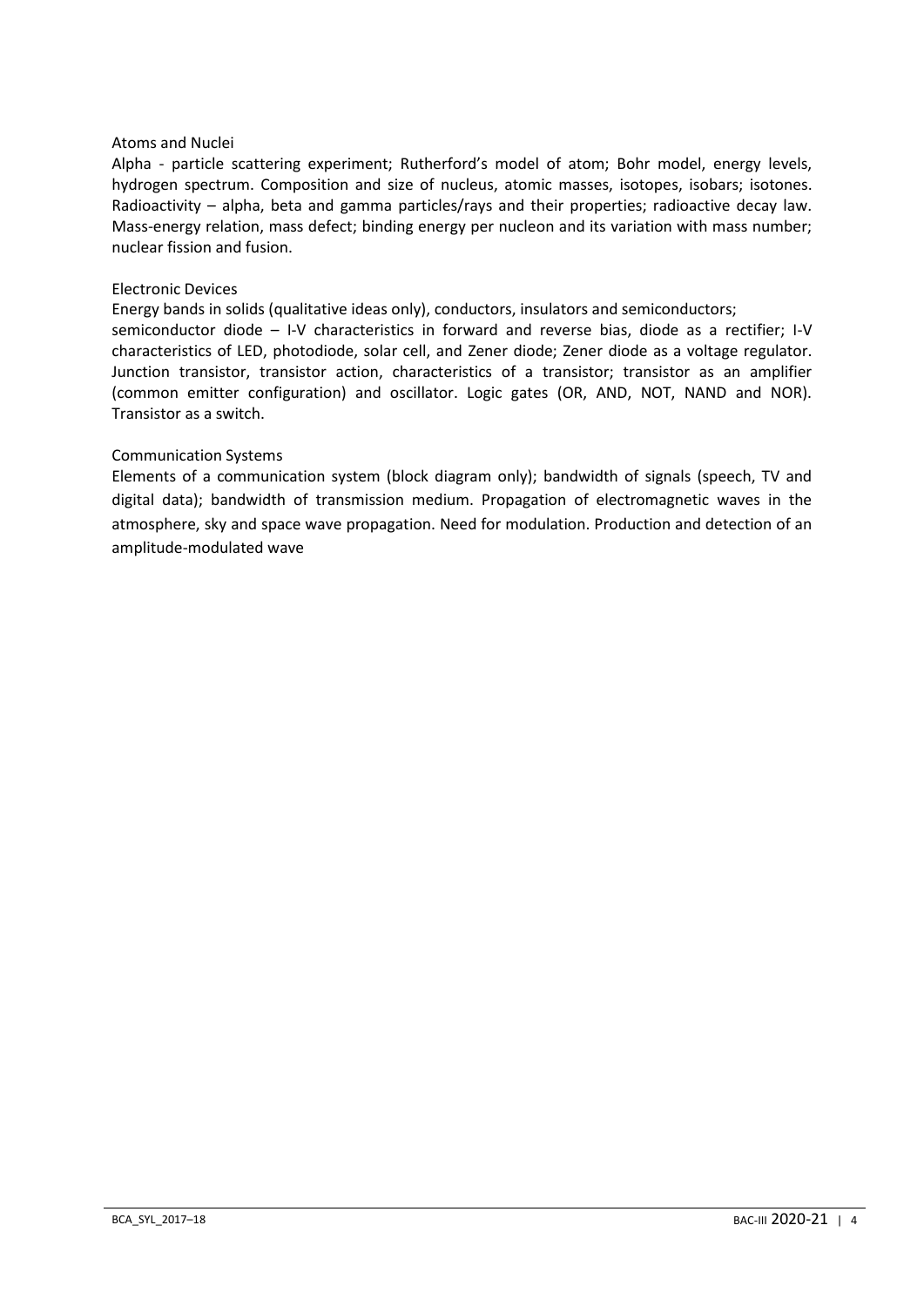### Atoms and Nuclei

Alpha - particle scattering experiment; Rutherford's model of atom; Bohr model, energy levels, hydrogen spectrum. Composition and size of nucleus, atomic masses, isotopes, isobars; isotones. Radioactivity – alpha, beta and gamma particles/rays and their properties; radioactive decay law. Mass-energy relation, mass defect; binding energy per nucleon and its variation with mass number; nuclear fission and fusion.

### Electronic Devices

Energy bands in solids (qualitative ideas only), conductors, insulators and semiconductors; semiconductor diode – I-V characteristics in forward and reverse bias, diode as a rectifier; I-V characteristics of LED, photodiode, solar cell, and Zener diode; Zener diode as a voltage regulator. Junction transistor, transistor action, characteristics of a transistor; transistor as an amplifier (common emitter configuration) and oscillator. Logic gates (OR, AND, NOT, NAND and NOR). Transistor as a switch.

### Communication Systems

Elements of a communication system (block diagram only); bandwidth of signals (speech, TV and digital data); bandwidth of transmission medium. Propagation of electromagnetic waves in the atmosphere, sky and space wave propagation. Need for modulation. Production and detection of an amplitude-modulated wave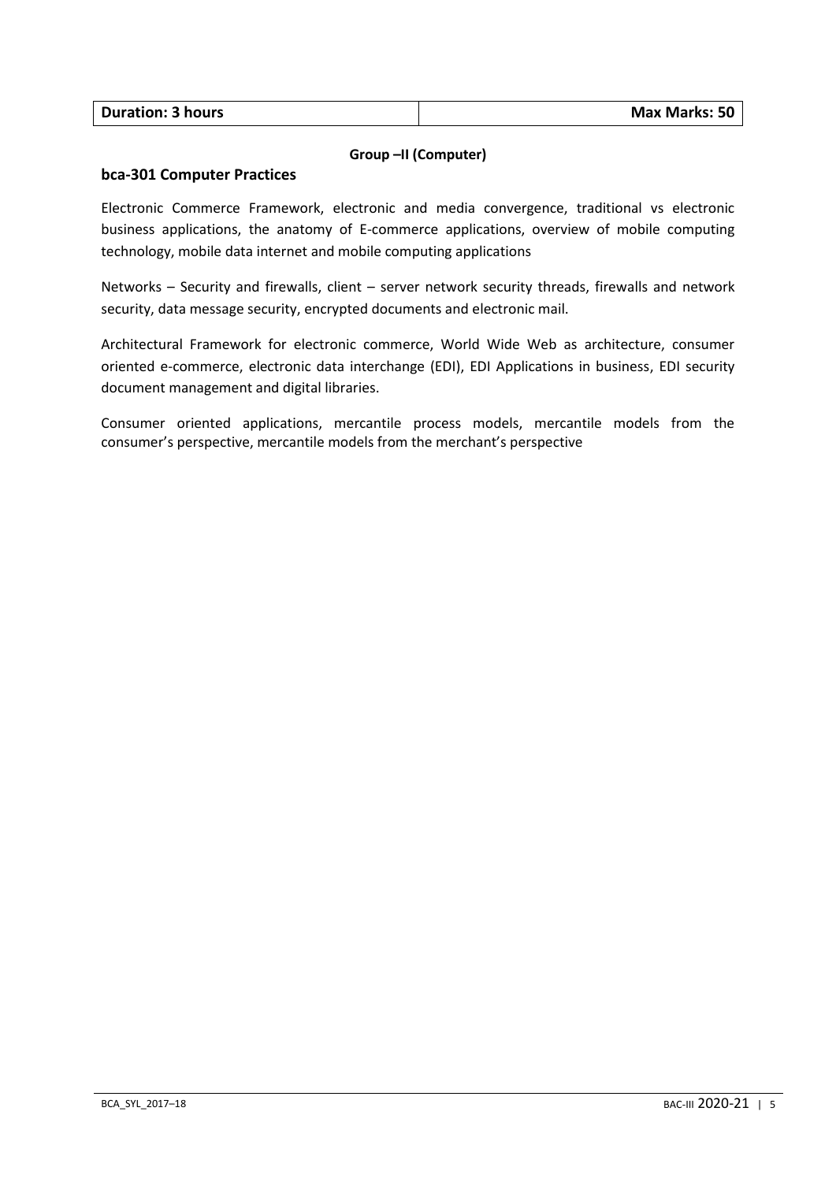| Duration: 3 hours | Max Marks: 50 |
|---|---|

**Group –II (Computer)**

**bca-301 Computer Practices**

Electronic Commerce Framework, electronic and media convergence, traditional vs electronic business applications, the anatomy of E-commerce applications, overview of mobile computing technology, mobile data internet and mobile computing applications

Networks – Security and firewalls, client – server network security threads, firewalls and network security, data message security, encrypted documents and electronic mail.

Architectural Framework for electronic commerce, World Wide Web as architecture, consumer oriented e-commerce, electronic data interchange (EDI), EDI Applications in business, EDI security document management and digital libraries.

Consumer oriented applications, mercantile process models, mercantile models from the consumer's perspective, mercantile models from the merchant's perspective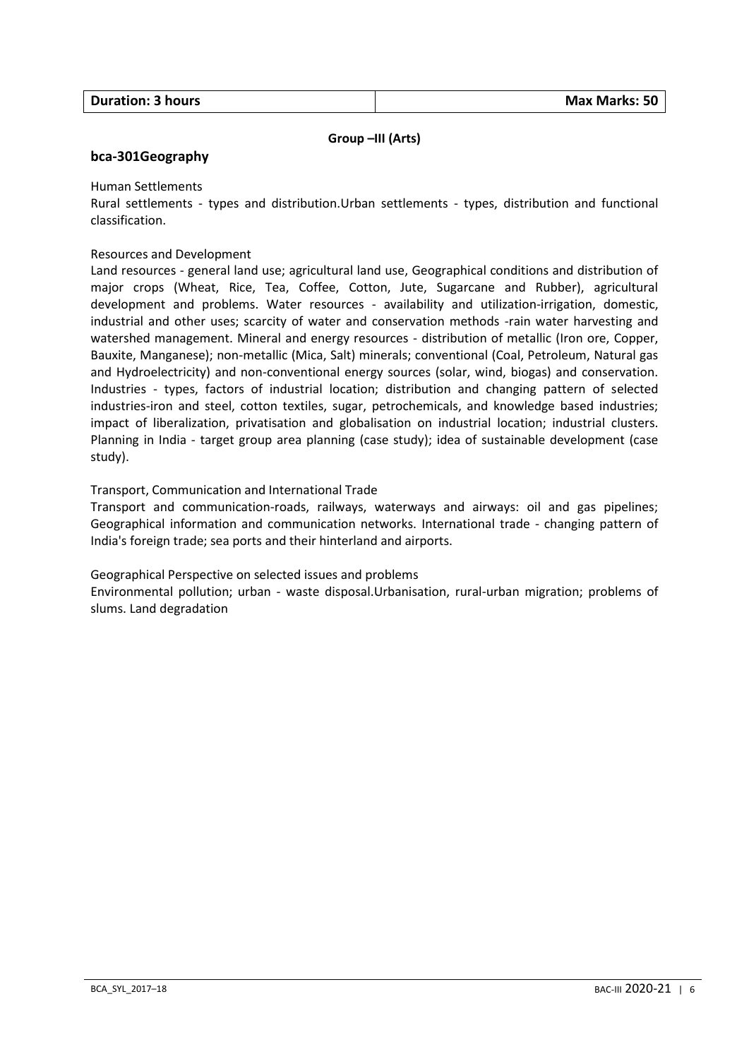| Duration: 3 hours | Max Marks: 50 |
| --- | --- |

**Group –III (Arts)**

## bca-301Geography

Human Settlements

Rural settlements - types and distribution.Urban settlements - types, distribution and functional classification.

Resources and Development

Land resources - general land use; agricultural land use, Geographical conditions and distribution of major crops (Wheat, Rice, Tea, Coffee, Cotton, Jute, Sugarcane and Rubber), agricultural development and problems. Water resources - availability and utilization-irrigation, domestic, industrial and other uses; scarcity of water and conservation methods -rain water harvesting and watershed management. Mineral and energy resources - distribution of metallic (Iron ore, Copper, Bauxite, Manganese); non-metallic (Mica, Salt) minerals; conventional (Coal, Petroleum, Natural gas and Hydroelectricity) and non-conventional energy sources (solar, wind, biogas) and conservation. Industries - types, factors of industrial location; distribution and changing pattern of selected industries-iron and steel, cotton textiles, sugar, petrochemicals, and knowledge based industries; impact of liberalization, privatisation and globalisation on industrial location; industrial clusters. Planning in India - target group area planning (case study); idea of sustainable development (case study).

Transport, Communication and International Trade

Transport and communication-roads, railways, waterways and airways: oil and gas pipelines; Geographical information and communication networks. International trade - changing pattern of India's foreign trade; sea ports and their hinterland and airports.

Geographical Perspective on selected issues and problems

Environmental pollution; urban - waste disposal.Urbanisation, rural-urban migration; problems of slums. Land degradation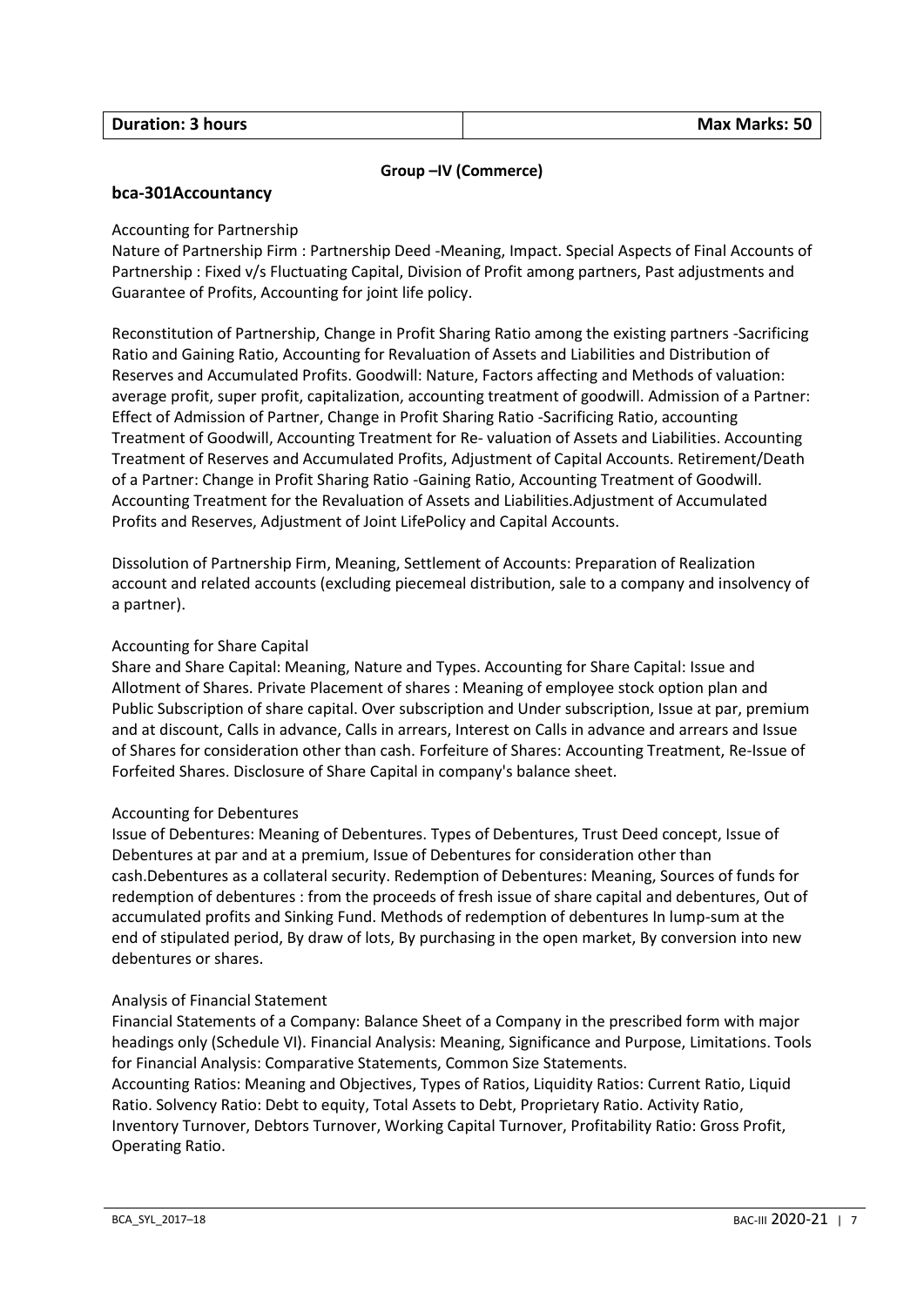| Duration: 3 hours | Max Marks: 50 |
|---|---|

**Group –IV (Commerce)**

**bca-301Accountancy**

Accounting for Partnership

Nature of Partnership Firm : Partnership Deed -Meaning, Impact. Special Aspects of Final Accounts of Partnership : Fixed v/s Fluctuating Capital, Division of Profit among partners, Past adjustments and Guarantee of Profits, Accounting for joint life policy.

Reconstitution of Partnership, Change in Profit Sharing Ratio among the existing partners -Sacrificing Ratio and Gaining Ratio, Accounting for Revaluation of Assets and Liabilities and Distribution of Reserves and Accumulated Profits. Goodwill: Nature, Factors affecting and Methods of valuation: average profit, super profit, capitalization, accounting treatment of goodwill. Admission of a Partner: Effect of Admission of Partner, Change in Profit Sharing Ratio -Sacrificing Ratio, accounting Treatment of Goodwill, Accounting Treatment for Re- valuation of Assets and Liabilities. Accounting Treatment of Reserves and Accumulated Profits, Adjustment of Capital Accounts. Retirement/Death of a Partner: Change in Profit Sharing Ratio -Gaining Ratio, Accounting Treatment of Goodwill. Accounting Treatment for the Revaluation of Assets and Liabilities.Adjustment of Accumulated Profits and Reserves, Adjustment of Joint LifePolicy and Capital Accounts.

Dissolution of Partnership Firm, Meaning, Settlement of Accounts: Preparation of Realization account and related accounts (excluding piecemeal distribution, sale to a company and insolvency of a partner).

Accounting for Share Capital

Share and Share Capital: Meaning, Nature and Types. Accounting for Share Capital: Issue and Allotment of Shares. Private Placement of shares : Meaning of employee stock option plan and Public Subscription of share capital. Over subscription and Under subscription, Issue at par, premium and at discount, Calls in advance, Calls in arrears, Interest on Calls in advance and arrears and Issue of Shares for consideration other than cash. Forfeiture of Shares: Accounting Treatment, Re-Issue of Forfeited Shares. Disclosure of Share Capital in company's balance sheet.

Accounting for Debentures

Issue of Debentures: Meaning of Debentures. Types of Debentures, Trust Deed concept, Issue of Debentures at par and at a premium, Issue of Debentures for consideration other than cash.Debentures as a collateral security. Redemption of Debentures: Meaning, Sources of funds for redemption of debentures : from the proceeds of fresh issue of share capital and debentures, Out of accumulated profits and Sinking Fund. Methods of redemption of debentures In lump-sum at the end of stipulated period, By draw of lots, By purchasing in the open market, By conversion into new debentures or shares.

Analysis of Financial Statement

Financial Statements of a Company: Balance Sheet of a Company in the prescribed form with major headings only (Schedule VI). Financial Analysis: Meaning, Significance and Purpose, Limitations. Tools for Financial Analysis: Comparative Statements, Common Size Statements.

Accounting Ratios: Meaning and Objectives, Types of Ratios, Liquidity Ratios: Current Ratio, Liquid Ratio. Solvency Ratio: Debt to equity, Total Assets to Debt, Proprietary Ratio. Activity Ratio, Inventory Turnover, Debtors Turnover, Working Capital Turnover, Profitability Ratio: Gross Profit, Operating Ratio.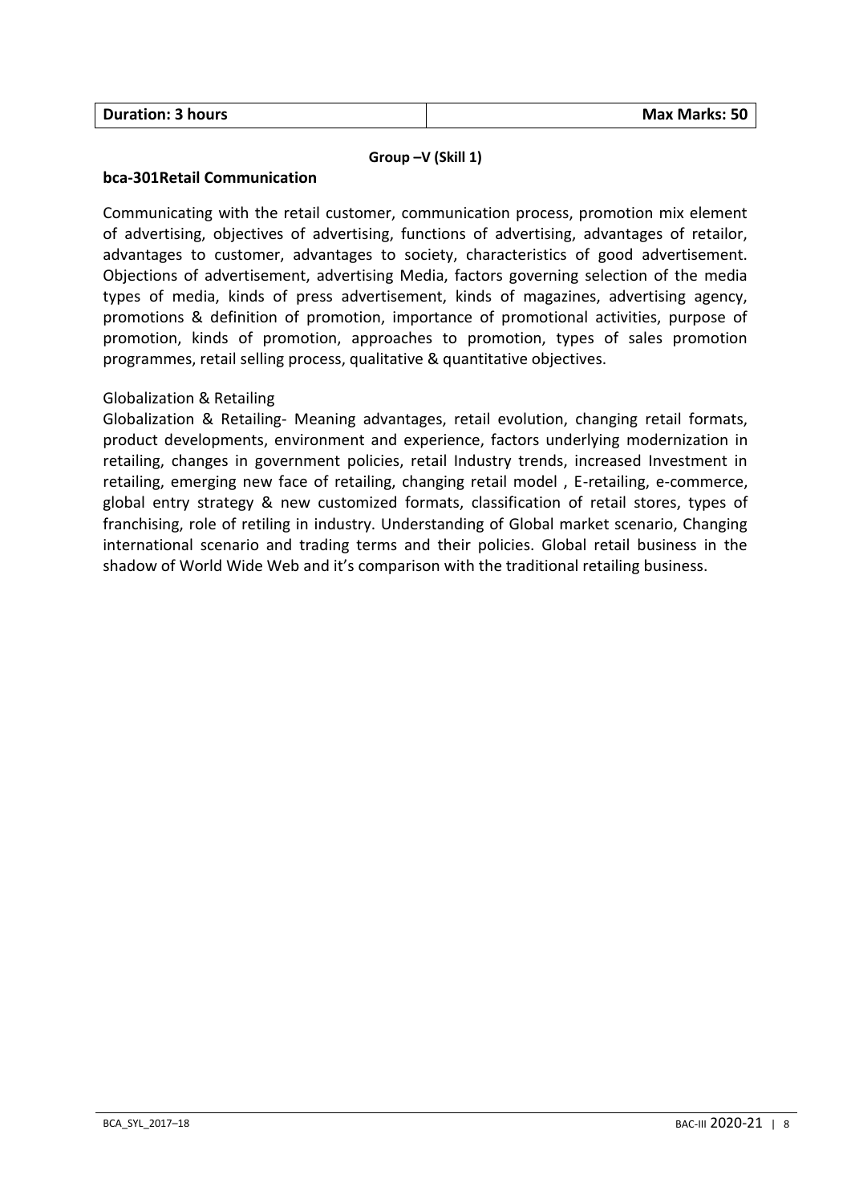| Duration: 3 hours | Max Marks: 50 |
|---|---|

**Group –V (Skill 1)**

**bca-301Retail Communication**

Communicating with the retail customer, communication process, promotion mix element of advertising, objectives of advertising, functions of advertising, advantages of retailor, advantages to customer, advantages to society, characteristics of good advertisement. Objections of advertisement, advertising Media, factors governing selection of the media types of media, kinds of press advertisement, kinds of magazines, advertising agency, promotions & definition of promotion, importance of promotional activities, purpose of promotion, kinds of promotion, approaches to promotion, types of sales promotion programmes, retail selling process, qualitative & quantitative objectives.

Globalization & Retailing

Globalization & Retailing- Meaning advantages, retail evolution, changing retail formats, product developments, environment and experience, factors underlying modernization in retailing, changes in government policies, retail Industry trends, increased Investment in retailing, emerging new face of retailing, changing retail model , E-retailing, e-commerce, global entry strategy & new customized formats, classification of retail stores, types of franchising, role of retiling in industry. Understanding of Global market scenario, Changing international scenario and trading terms and their policies. Global retail business in the shadow of World Wide Web and it's comparison with the traditional retailing business.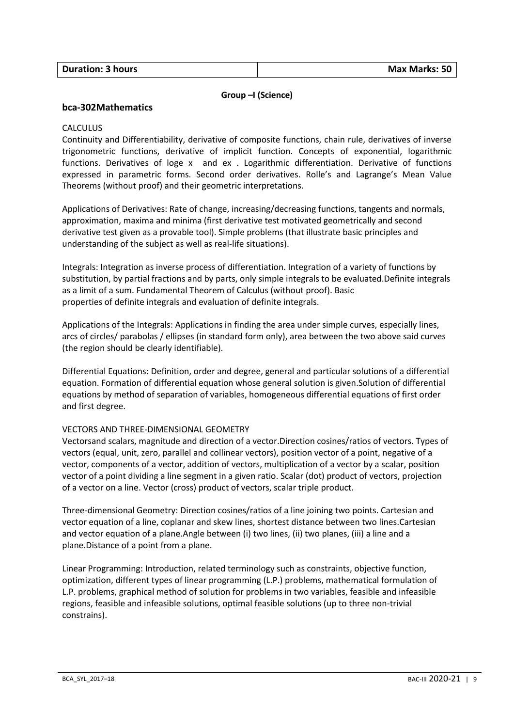| Duration: 3 hours | Max Marks: 50 |
|---|---|

**Group –I (Science)**

**bca-302Mathematics**

CALCULUS

Continuity and Differentiability, derivative of composite functions, chain rule, derivatives of inverse trigonometric functions, derivative of implicit function. Concepts of exponential, logarithmic functions. Derivatives of loge x and ex . Logarithmic differentiation. Derivative of functions expressed in parametric forms. Second order derivatives. Rolle's and Lagrange's Mean Value Theorems (without proof) and their geometric interpretations.

Applications of Derivatives: Rate of change, increasing/decreasing functions, tangents and normals, approximation, maxima and minima (first derivative test motivated geometrically and second derivative test given as a provable tool). Simple problems (that illustrate basic principles and understanding of the subject as well as real-life situations).

Integrals: Integration as inverse process of differentiation. Integration of a variety of functions by substitution, by partial fractions and by parts, only simple integrals to be evaluated.Definite integrals as a limit of a sum. Fundamental Theorem of Calculus (without proof). Basic properties of definite integrals and evaluation of definite integrals.

Applications of the Integrals: Applications in finding the area under simple curves, especially lines, arcs of circles/ parabolas / ellipses (in standard form only), area between the two above said curves (the region should be clearly identifiable).

Differential Equations: Definition, order and degree, general and particular solutions of a differential equation. Formation of differential equation whose general solution is given.Solution of differential equations by method of separation of variables, homogeneous differential equations of first order and first degree.

VECTORS AND THREE-DIMENSIONAL GEOMETRY

Vectorsand scalars, magnitude and direction of a vector.Direction cosines/ratios of vectors. Types of vectors (equal, unit, zero, parallel and collinear vectors), position vector of a point, negative of a vector, components of a vector, addition of vectors, multiplication of a vector by a scalar, position vector of a point dividing a line segment in a given ratio. Scalar (dot) product of vectors, projection of a vector on a line. Vector (cross) product of vectors, scalar triple product.

Three-dimensional Geometry: Direction cosines/ratios of a line joining two points. Cartesian and vector equation of a line, coplanar and skew lines, shortest distance between two lines.Cartesian and vector equation of a plane.Angle between (i) two lines, (ii) two planes, (iii) a line and a plane.Distance of a point from a plane.

Linear Programming: Introduction, related terminology such as constraints, objective function, optimization, different types of linear programming (L.P.) problems, mathematical formulation of L.P. problems, graphical method of solution for problems in two variables, feasible and infeasible regions, feasible and infeasible solutions, optimal feasible solutions (up to three non-trivial constrains).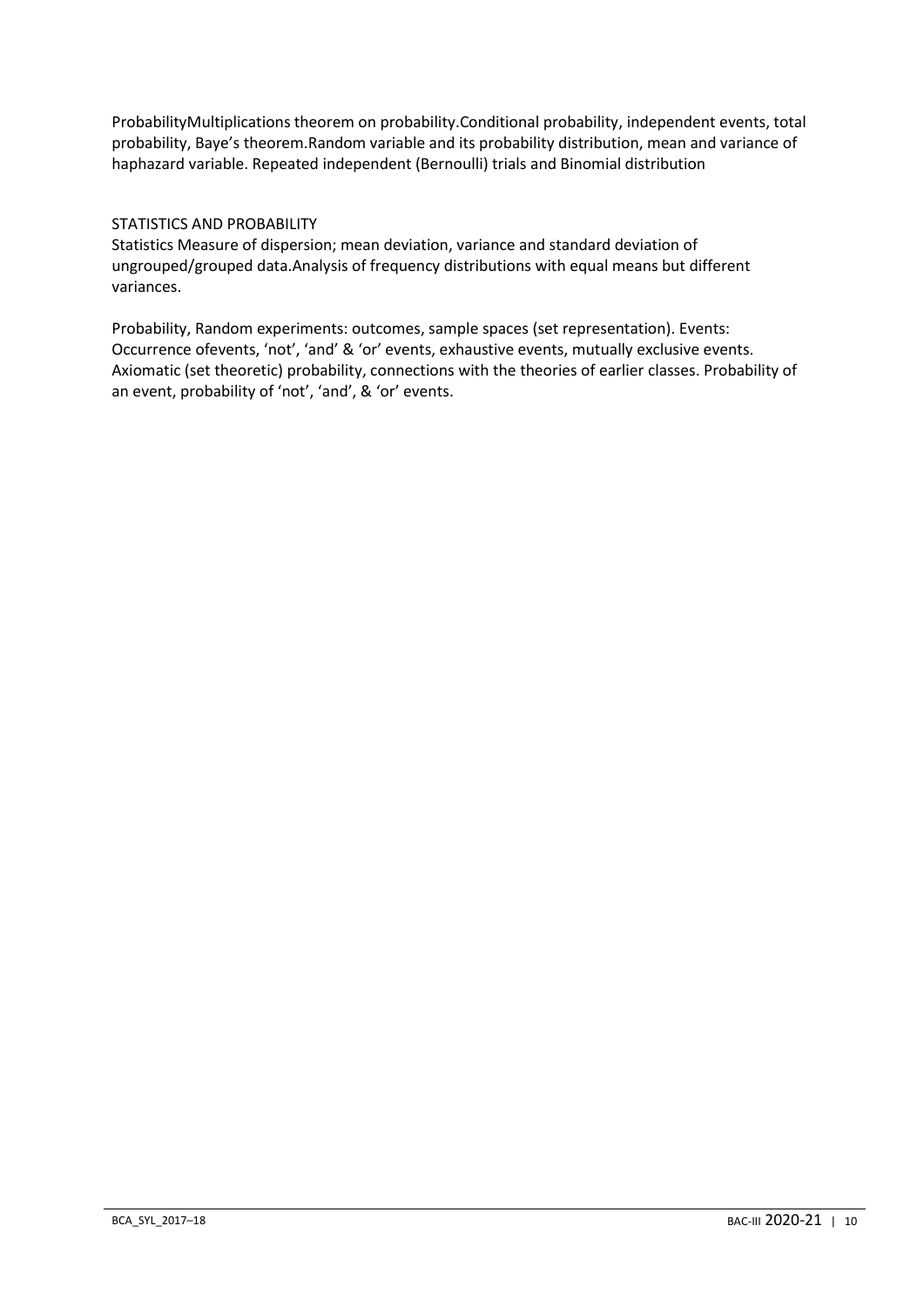ProbabilityMultiplications theorem on probability.Conditional probability, independent events, total probability, Baye's theorem.Random variable and its probability distribution, mean and variance of haphazard variable. Repeated independent (Bernoulli) trials and Binomial distribution

STATISTICS AND PROBABILITY

Statistics Measure of dispersion; mean deviation, variance and standard deviation of ungrouped/grouped data.Analysis of frequency distributions with equal means but different variances.

Probability, Random experiments: outcomes, sample spaces (set representation). Events: Occurrence ofevents, 'not', 'and' & 'or' events, exhaustive events, mutually exclusive events. Axiomatic (set theoretic) probability, connections with the theories of earlier classes. Probability of an event, probability of 'not', 'and', & 'or' events.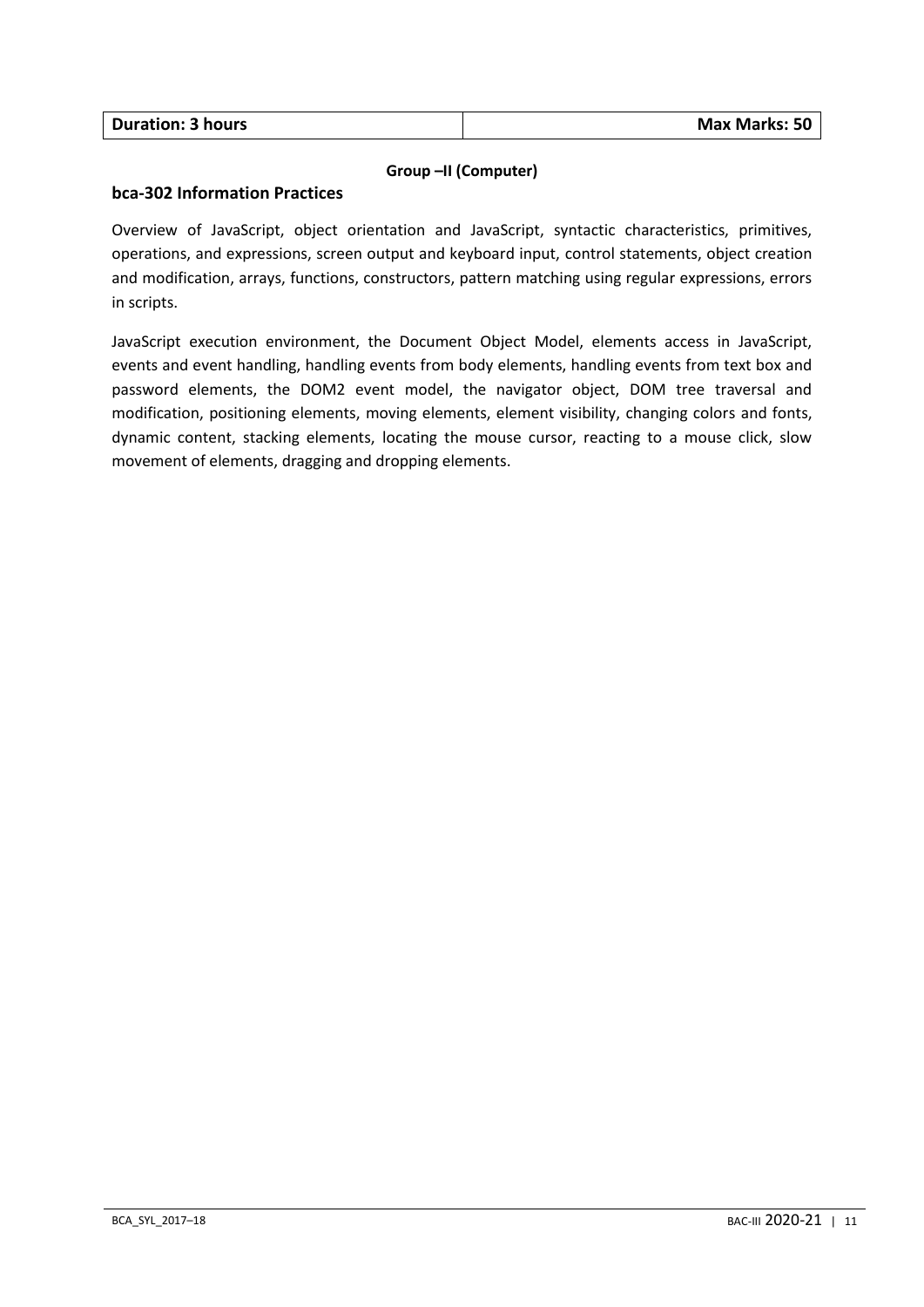| Duration: 3 hours | Max Marks: 50 |
|---|---|

**Group –II (Computer)**

### bca-302 Information Practices

Overview of JavaScript, object orientation and JavaScript, syntactic characteristics, primitives, operations, and expressions, screen output and keyboard input, control statements, object creation and modification, arrays, functions, constructors, pattern matching using regular expressions, errors in scripts.

JavaScript execution environment, the Document Object Model, elements access in JavaScript, events and event handling, handling events from body elements, handling events from text box and password elements, the DOM2 event model, the navigator object, DOM tree traversal and modification, positioning elements, moving elements, element visibility, changing colors and fonts, dynamic content, stacking elements, locating the mouse cursor, reacting to a mouse click, slow movement of elements, dragging and dropping elements.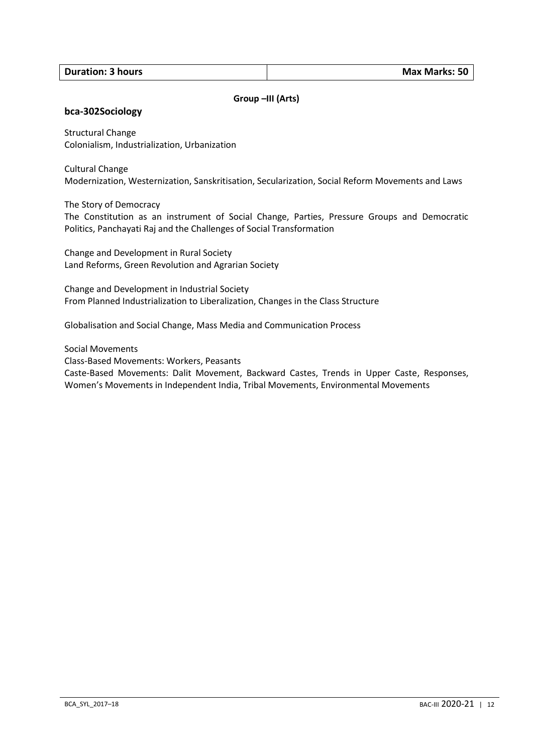| Duration: 3 hours | Max Marks: 50 |
| --- | --- |

**Group –III (Arts)**

**bca-302Sociology**

Structural Change
Colonialism, Industrialization, Urbanization

Cultural Change
Modernization, Westernization, Sanskritisation, Secularization, Social Reform Movements and Laws

The Story of Democracy
The Constitution as an instrument of Social Change, Parties, Pressure Groups and Democratic Politics, Panchayati Raj and the Challenges of Social Transformation

Change and Development in Rural Society
Land Reforms, Green Revolution and Agrarian Society

Change and Development in Industrial Society
From Planned Industrialization to Liberalization, Changes in the Class Structure

Globalisation and Social Change, Mass Media and Communication Process

Social Movements
Class-Based Movements: Workers, Peasants
Caste-Based Movements: Dalit Movement, Backward Castes, Trends in Upper Caste, Responses, Women's Movements in Independent India, Tribal Movements, Environmental Movements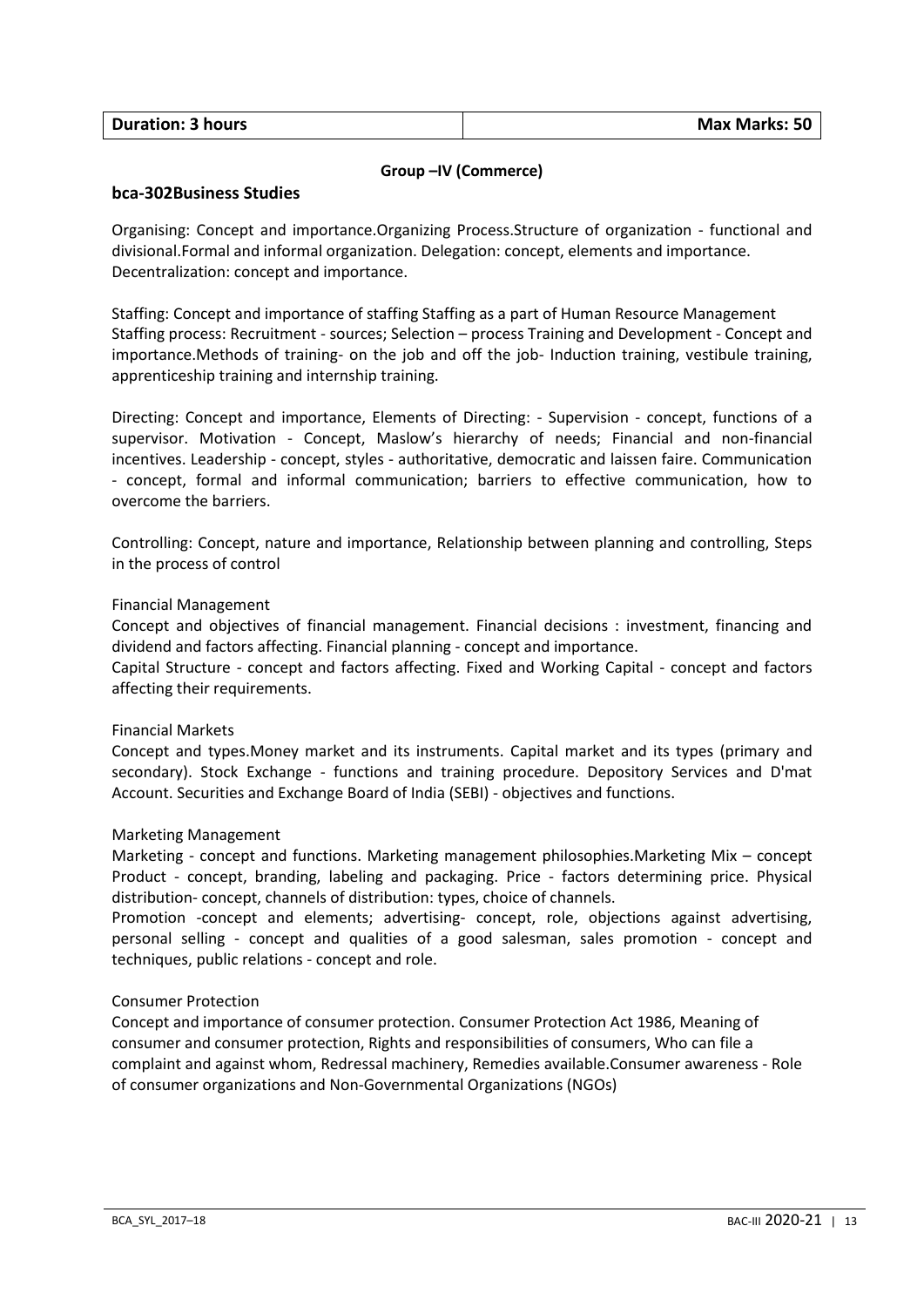| Duration: 3 hours | Max Marks: 50 |
| --- | --- |

**Group –IV (Commerce)**

**bca-302Business Studies**

Organising: Concept and importance.Organizing Process.Structure of organization - functional and divisional.Formal and informal organization. Delegation: concept, elements and importance. Decentralization: concept and importance.

Staffing: Concept and importance of staffing Staffing as a part of Human Resource Management Staffing process: Recruitment - sources; Selection – process Training and Development - Concept and importance.Methods of training- on the job and off the job- Induction training, vestibule training, apprenticeship training and internship training.

Directing: Concept and importance, Elements of Directing: - Supervision - concept, functions of a supervisor. Motivation - Concept, Maslow's hierarchy of needs; Financial and non-financial incentives. Leadership - concept, styles - authoritative, democratic and laissen faire. Communication - concept, formal and informal communication; barriers to effective communication, how to overcome the barriers.

Controlling: Concept, nature and importance, Relationship between planning and controlling, Steps in the process of control

Financial Management

Concept and objectives of financial management. Financial decisions : investment, financing and dividend and factors affecting. Financial planning - concept and importance.

Capital Structure - concept and factors affecting. Fixed and Working Capital - concept and factors affecting their requirements.

Financial Markets

Concept and types.Money market and its instruments. Capital market and its types (primary and secondary). Stock Exchange - functions and training procedure. Depository Services and D'mat Account. Securities and Exchange Board of India (SEBI) - objectives and functions.

Marketing Management

Marketing - concept and functions. Marketing management philosophies.Marketing Mix – concept Product - concept, branding, labeling and packaging. Price - factors determining price. Physical distribution- concept, channels of distribution: types, choice of channels.

Promotion -concept and elements; advertising- concept, role, objections against advertising, personal selling - concept and qualities of a good salesman, sales promotion - concept and techniques, public relations - concept and role.

Consumer Protection

Concept and importance of consumer protection. Consumer Protection Act 1986, Meaning of consumer and consumer protection, Rights and responsibilities of consumers, Who can file a complaint and against whom, Redressal machinery, Remedies available.Consumer awareness - Role of consumer organizations and Non-Governmental Organizations (NGOs)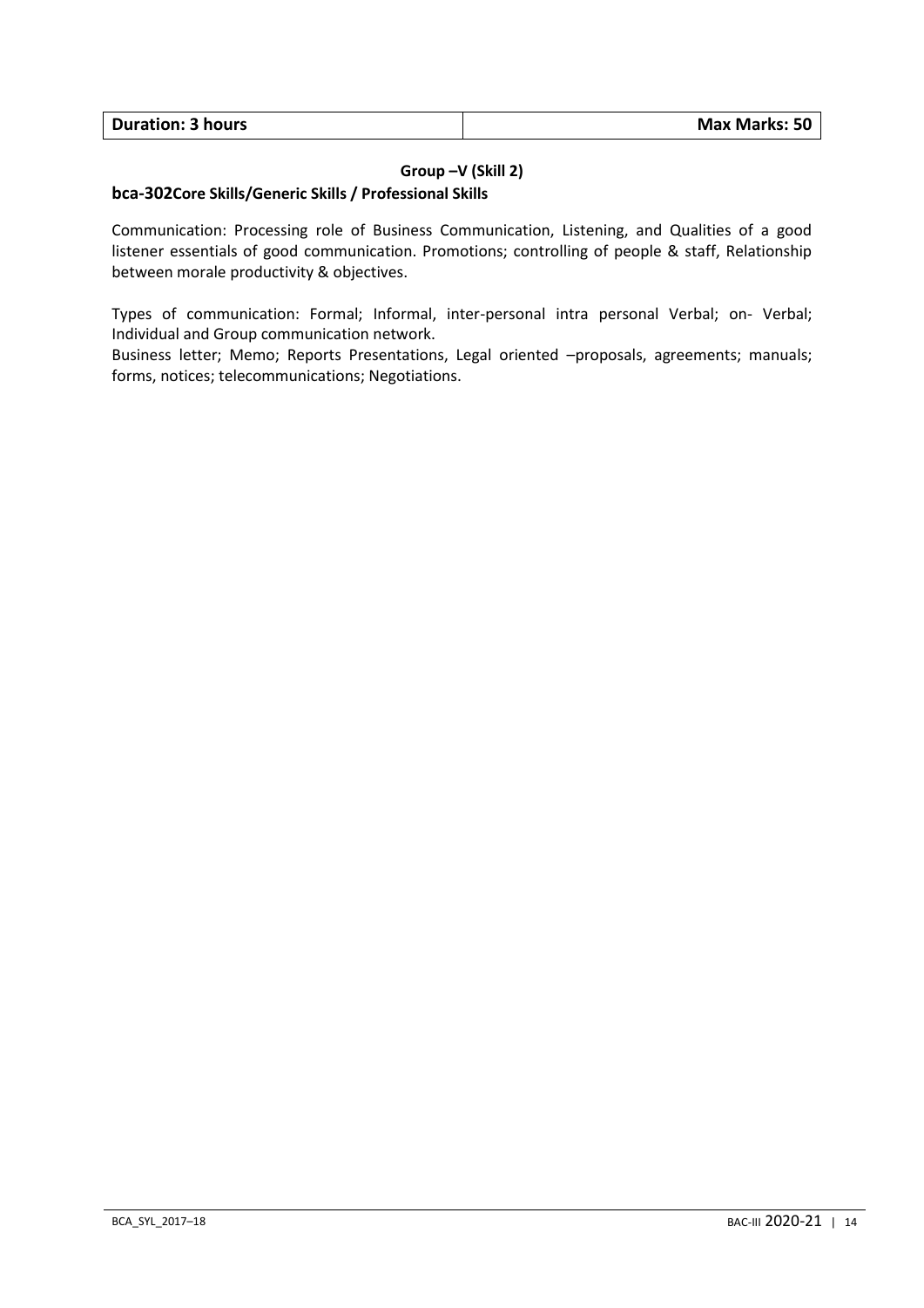| Duration: 3 hours | Max Marks: 50 |
| --- | --- |

**Group –V (Skill 2)**

**bca-302Core Skills/Generic Skills / Professional Skills**

Communication: Processing role of Business Communication, Listening, and Qualities of a good listener essentials of good communication. Promotions; controlling of people & staff, Relationship between morale productivity & objectives.

Types of communication: Formal; Informal, inter-personal intra personal Verbal; on- Verbal; Individual and Group communication network.
Business letter; Memo; Reports Presentations, Legal oriented –proposals, agreements; manuals; forms, notices; telecommunications; Negotiations.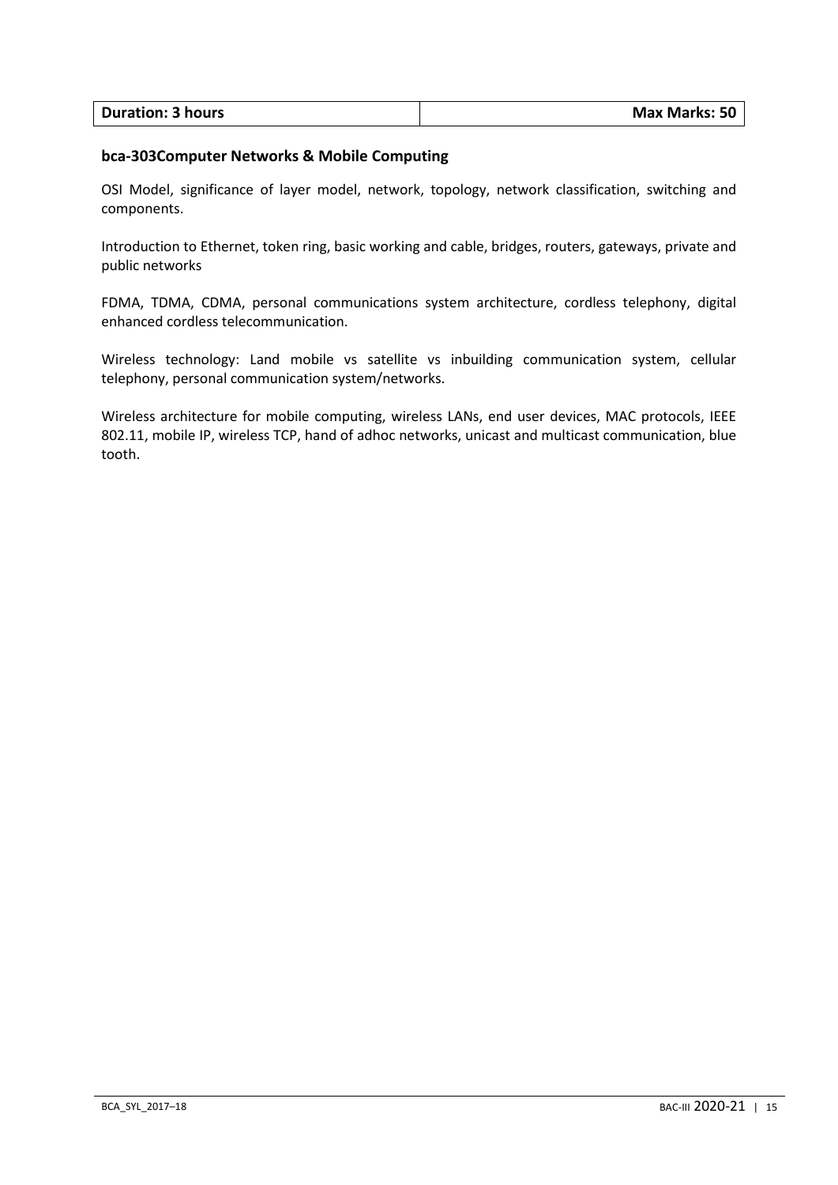| Duration: 3 hours | Max Marks: 50 |
|---|---|

**bca-303Computer Networks & Mobile Computing**

OSI Model, significance of layer model, network, topology, network classification, switching and components.

Introduction to Ethernet, token ring, basic working and cable, bridges, routers, gateways, private and public networks

FDMA, TDMA, CDMA, personal communications system architecture, cordless telephony, digital enhanced cordless telecommunication.

Wireless technology: Land mobile vs satellite vs inbuilding communication system, cellular telephony, personal communication system/networks.

Wireless architecture for mobile computing, wireless LANs, end user devices, MAC protocols, IEEE 802.11, mobile IP, wireless TCP, hand of adhoc networks, unicast and multicast communication, blue tooth.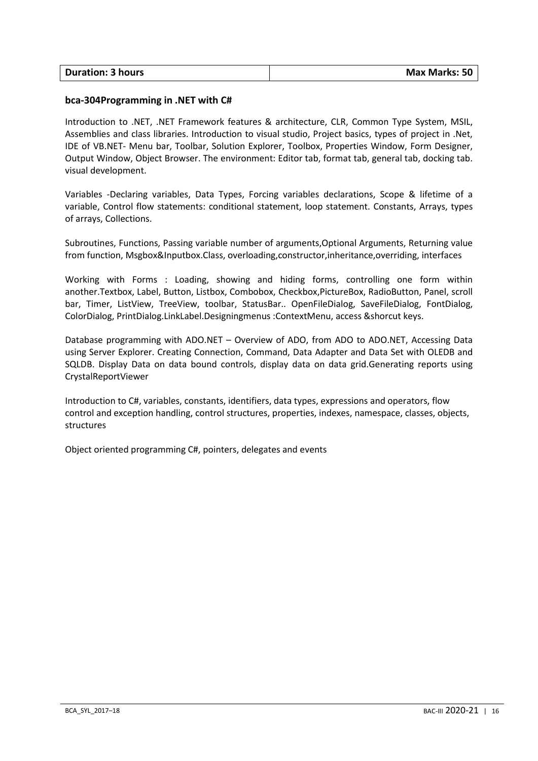| Duration: 3 hours | Max Marks: 50 |
| --- | --- |

**bca-304Programming in .NET with C#**

Introduction to .NET, .NET Framework features & architecture, CLR, Common Type System, MSIL, Assemblies and class libraries. Introduction to visual studio, Project basics, types of project in .Net, IDE of VB.NET- Menu bar, Toolbar, Solution Explorer, Toolbox, Properties Window, Form Designer, Output Window, Object Browser. The environment: Editor tab, format tab, general tab, docking tab. visual development.

Variables -Declaring variables, Data Types, Forcing variables declarations, Scope & lifetime of a variable, Control flow statements: conditional statement, loop statement. Constants, Arrays, types of arrays, Collections.

Subroutines, Functions, Passing variable number of arguments,Optional Arguments, Returning value from function, Msgbox&Inputbox.Class, overloading,constructor,inheritance,overriding, interfaces

Working with Forms : Loading, showing and hiding forms, controlling one form within another.Textbox, Label, Button, Listbox, Combobox, Checkbox,PictureBox, RadioButton, Panel, scroll bar, Timer, ListView, TreeView, toolbar, StatusBar.. OpenFileDialog, SaveFileDialog, FontDialog, ColorDialog, PrintDialog.LinkLabel.Designingmenus :ContextMenu, access &shorcut keys.

Database programming with ADO.NET – Overview of ADO, from ADO to ADO.NET, Accessing Data using Server Explorer. Creating Connection, Command, Data Adapter and Data Set with OLEDB and SQLDB. Display Data on data bound controls, display data on data grid.Generating reports using CrystalReportViewer

Introduction to C#, variables, constants, identifiers, data types, expressions and operators, flow control and exception handling, control structures, properties, indexes, namespace, classes, objects, structures

Object oriented programming C#, pointers, delegates and events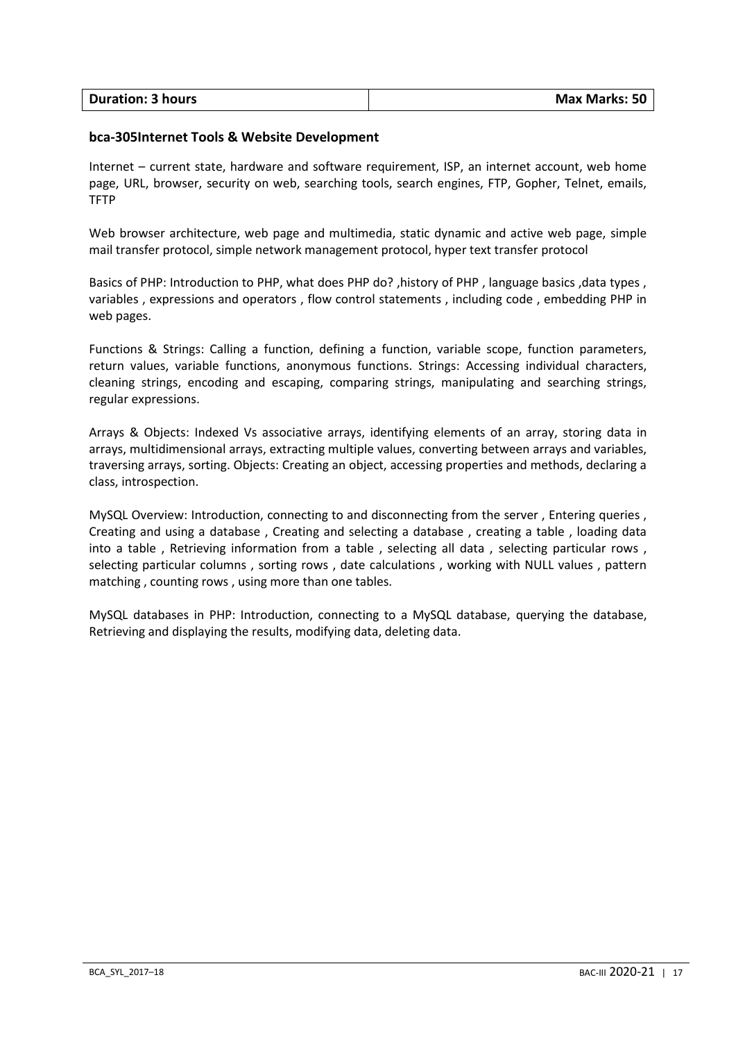| Duration: 3 hours | Max Marks: 50 |
| --- | --- |

**bca-305Internet Tools & Website Development**

Internet – current state, hardware and software requirement, ISP, an internet account, web home page, URL, browser, security on web, searching tools, search engines, FTP, Gopher, Telnet, emails, TFTP

Web browser architecture, web page and multimedia, static dynamic and active web page, simple mail transfer protocol, simple network management protocol, hyper text transfer protocol

Basics of PHP: Introduction to PHP, what does PHP do? ,history of PHP , language basics ,data types , variables , expressions and operators , flow control statements , including code , embedding PHP in web pages.

Functions & Strings: Calling a function, defining a function, variable scope, function parameters, return values, variable functions, anonymous functions. Strings: Accessing individual characters, cleaning strings, encoding and escaping, comparing strings, manipulating and searching strings, regular expressions.

Arrays & Objects: Indexed Vs associative arrays, identifying elements of an array, storing data in arrays, multidimensional arrays, extracting multiple values, converting between arrays and variables, traversing arrays, sorting. Objects: Creating an object, accessing properties and methods, declaring a class, introspection.

MySQL Overview: Introduction, connecting to and disconnecting from the server , Entering queries , Creating and using a database , Creating and selecting a database , creating a table , loading data into a table , Retrieving information from a table , selecting all data , selecting particular rows , selecting particular columns , sorting rows , date calculations , working with NULL values , pattern matching , counting rows , using more than one tables.

MySQL databases in PHP: Introduction, connecting to a MySQL database, querying the database, Retrieving and displaying the results, modifying data, deleting data.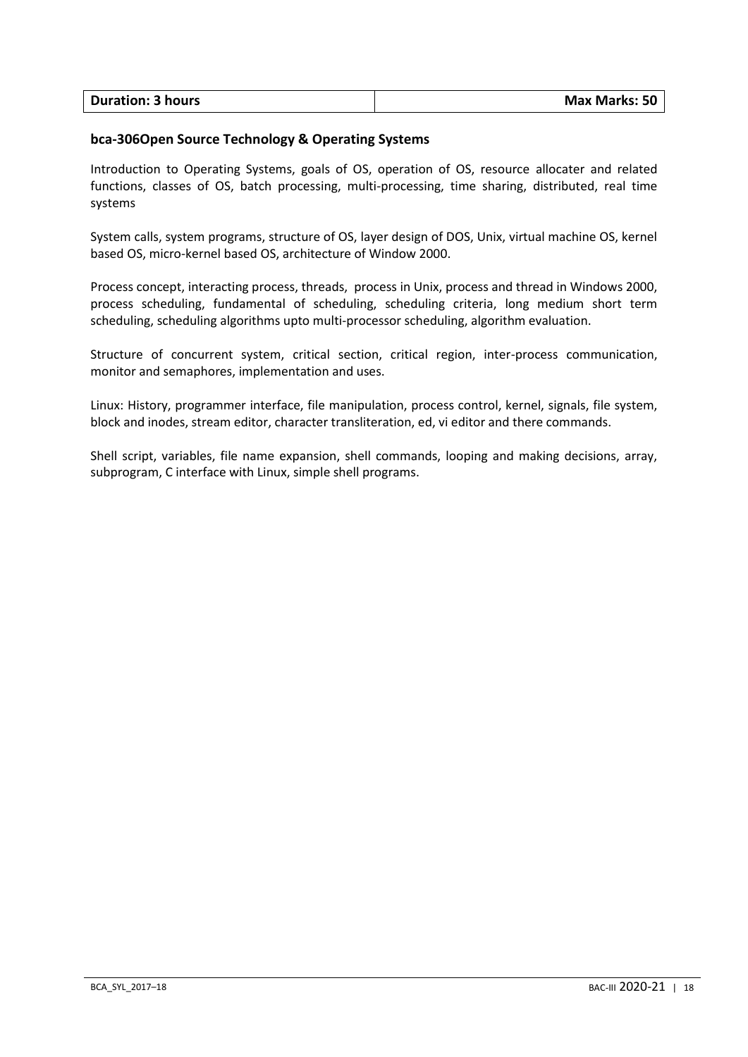| Duration: 3 hours | Max Marks: 50 |
|---|---|

**bca-306Open Source Technology & Operating Systems**

Introduction to Operating Systems, goals of OS, operation of OS, resource allocater and related functions, classes of OS, batch processing, multi-processing, time sharing, distributed, real time systems

System calls, system programs, structure of OS, layer design of DOS, Unix, virtual machine OS, kernel based OS, micro-kernel based OS, architecture of Window 2000.

Process concept, interacting process, threads, process in Unix, process and thread in Windows 2000, process scheduling, fundamental of scheduling, scheduling criteria, long medium short term scheduling, scheduling algorithms upto multi-processor scheduling, algorithm evaluation.

Structure of concurrent system, critical section, critical region, inter-process communication, monitor and semaphores, implementation and uses.

Linux: History, programmer interface, file manipulation, process control, kernel, signals, file system, block and inodes, stream editor, character transliteration, ed, vi editor and there commands.

Shell script, variables, file name expansion, shell commands, looping and making decisions, array, subprogram, C interface with Linux, simple shell programs.